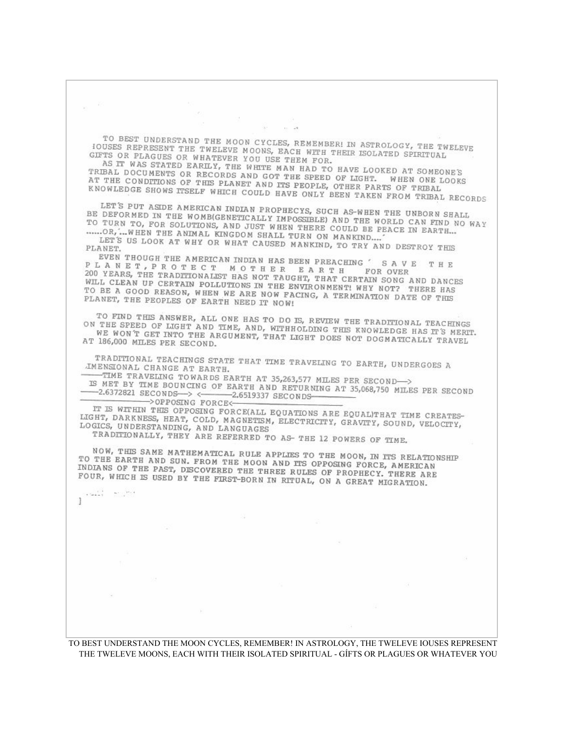TO BEST UNDERSTAND THE MOON CYCLES, REMEMBER! IN ASTROLOGY, THE TWELEVE IOUSES REPRESENT THE TWELEVE MOONS, EACH WITH THEIR ISOLATED SPIRITUAL GIFTS OR PLAGUES OR WHATEVER YOU USE THEM FOR.

AS IT WAS STATED EARILY, THE WHITE MAN HAD TO HAVE LOOKED AT SOMEONE'S TRIBAL DOCUMENTS OR RECORDS AND GOT THE SPEED OF LIGHT. WHEN ONE LOOKS AT THE CONDITIONS OF THIS PLANET AND ITS PEOPLE, OTHER PARTS OF TRIBAL KNOWLEDGE SHOWS ITSELF WHICH COULD HAVE ONLY BEEN TAKEN FROM TRIBAL RECORDS

LET'S PUT ASIDE AMERICAN INDIAN PROPHECYS, SUCH AS-WHEN THE UNBORN SHALL BE DEFORMED IN THE WOMB(GENETICALLY IMPOSSIBLE) AND THE WORLD CAN FIND NO WAY TO TURN TO, FOR SOLUTIONS, AND JUST WHEN THERE COULD BE PEACE IN EARTH... ......OR,'...WHEN THE ANIMAL KINGDOM SHALL TURN ON MANKIND....'

LET'S US LOOK AT WHY OR WHAT CAUSED MANKIND, TO TRY AND DESTROY THIS PLANET.

EVEN THOUGH THE AMERICAN INDIAN HAS BEEN PREACHING ' S A V E T H E P L A N E T , P R O T E C T M O T H E R E A R T H FOR OVER 200 YEARS, THE TRADITIONALIST HAS NOT TAUGHT, THAT CERTAIN SONG AND DANCES WILL CLEAN UP CERTAIN POLLUTIONS IN THE ENVIRONMENT! WHY NOT? THERE HAS TO BE A GOOD REASON, WHEN WE ARE NOW FACING, A TERMINATION DATE OF THIS PLANET, THE PEOPLES OF EARTH NEED IT NOW!

TO FIND THIS ANSWER, ALL ONE HAS TO DO IS, REVIEW THE TRADITIONAL TEACHINGS ON THE SPEED OF LIGHT AND TIME, AND, WITHHOLDING THIS KNOWLEDGE HAS IT'S MERIT.

WE WON'T GET INTO THE ARGUMENT, THAT LIGHT DOES NOT DOGMATICALLY TRAVEL AT 186,000 MILES PER SECOND.

TRADITIONAL TEACHINGS STATE THAT TIME TRAVELING TO EARTH, UNDERGOES A DIMENSIONAL CHANGE AT EARTH.

——TIME TRAVELING TOWARDS EARTH AT 35,263,577 MILES PER SECOND—>
IS MET BY TIME BOUNCING OF EARTH AND RETURNING AT 35,068,750 MILES PER SECOND
——2.6372821 SECONDS—> <———2.6519337 SECONDS———
————>OPPOSING FORCE<————

IT IS WITHIN THIS OPPOSING FORCE(ALL EQUATIONS ARE EQUAL)THAT TIME CREATES- LIGHT, DARKNESS, HEAT, COLD, MAGNETISM, ELECTRICITY, GRAVITY, SOUND, VELOCITY, LOGICS, UNDERSTANDING, AND LANGUAGES

TRADITIONALLY, THEY ARE REFERRED TO AS- THE 12 POWERS OF TIME.

NOW, THIS SAME MATHEMATICAL RULE APPLIES TO THE MOON, IN ITS RELATIONSHIP TO THE EARTH AND SUN. FROM THE MOON AND ITS OPPOSING FORCE, AMERICAN INDIANS OF THE PAST, DISCOVERED THE THREE RULES OF PROPHECY. THERE ARE FOUR, WHICH IS USED BY THE FIRST-BORN IN RITUAL, ON A GREAT MIGRATION.

TO BEST UNDERSTAND THE MOON CYCLES, REMEMBER! IN ASTROLOGY, THE TWELEVE IOUSES REPRESENT THE TWELEVE MOONS, EACH WITH THEIR ISOLATED SPIRITUAL - GİFTS OR PLAGUES OR WHATEVER YOU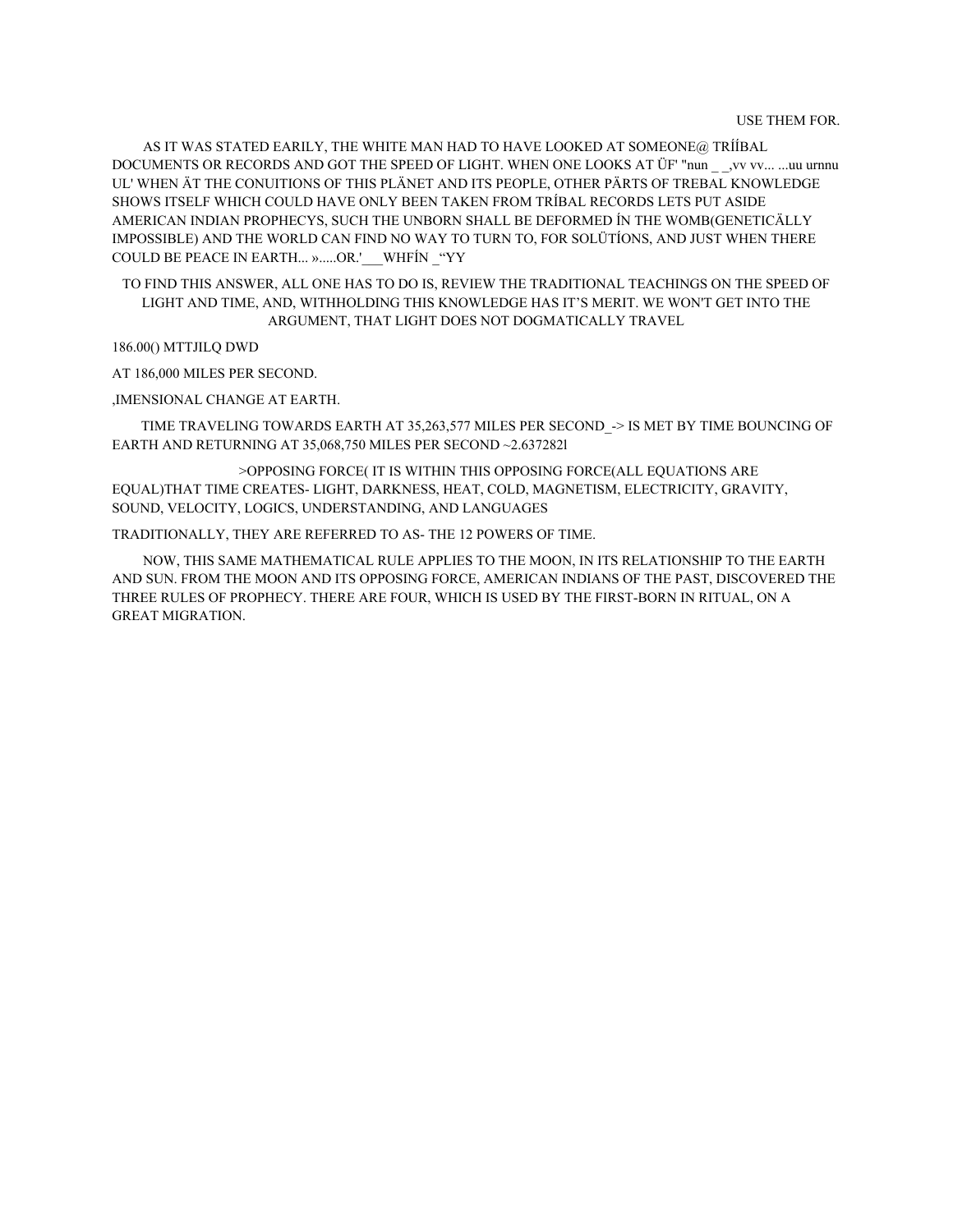USE THEM FOR.

AS IT WAS STATED EARILY, THE WHITE MAN HAD TO HAVE LOOKED AT SOMEONE@ TRÍÍBAL DOCUMENTS OR RECORDS AND GOT THE SPEED OF LIGHT. WHEN ONE LOOKS AT ÜF' "nun _ _,vv vv... ...uu urnnu UL' WHEN ÄT THE CONUITIONS OF THIS PLÄNET AND ITS PEOPLE, OTHER PÄRTS OF TREBAL KNOWLEDGE SHOWS ITSELF WHICH COULD HAVE ONLY BEEN TAKEN FROM TRÍBAL RECORDS LETS PUT ASIDE AMERICAN INDIAN PROPHECYS, SUCH THE UNBORN SHALL BE DEFORMED ÍN THE WOMB(GENETICÄLLY IMPOSSIBLE) AND THE WORLD CAN FIND NO WAY TO TURN TO, FOR SOLÜTÍONS, AND JUST WHEN THERE COULD BE PEACE IN EARTH... ».....OR.'___WHFÍN _"YY

TO FIND THIS ANSWER, ALL ONE HAS TO DO IS, REVIEW THE TRADITIONAL TEACHINGS ON THE SPEED OF LIGHT AND TIME, AND, WITHHOLDING THIS KNOWLEDGE HAS IT'S MERIT. WE WON'T GET INTO THE ARGUMENT, THAT LIGHT DOES NOT DOGMATICALLY TRAVEL

186.00() MTTJILQ DWD

AT 186,000 MILES PER SECOND.

,IMENSIONAL CHANGE AT EARTH.

TIME TRAVELING TOWARDS EARTH AT 35,263,577 MILES PER SECOND_-> IS MET BY TIME BOUNCING OF EARTH AND RETURNING AT 35,068,750 MILES PER SECOND ~2.6372821

>OPPOSING FORCE( IT IS WITHIN THIS OPPOSING FORCE(ALL EQUATIONS ARE EQUAL)THAT TIME CREATES- LIGHT, DARKNESS, HEAT, COLD, MAGNETISM, ELECTRICITY, GRAVITY, SOUND, VELOCITY, LOGICS, UNDERSTANDING, AND LANGUAGES

TRADITIONALLY, THEY ARE REFERRED TO AS- THE 12 POWERS OF TIME.

NOW, THIS SAME MATHEMATICAL RULE APPLIES TO THE MOON, IN ITS RELATIONSHIP TO THE EARTH AND SUN. FROM THE MOON AND ITS OPPOSING FORCE, AMERICAN INDIANS OF THE PAST, DISCOVERED THE THREE RULES OF PROPHECY. THERE ARE FOUR, WHICH IS USED BY THE FIRST-BORN IN RITUAL, ON A GREAT MIGRATION.